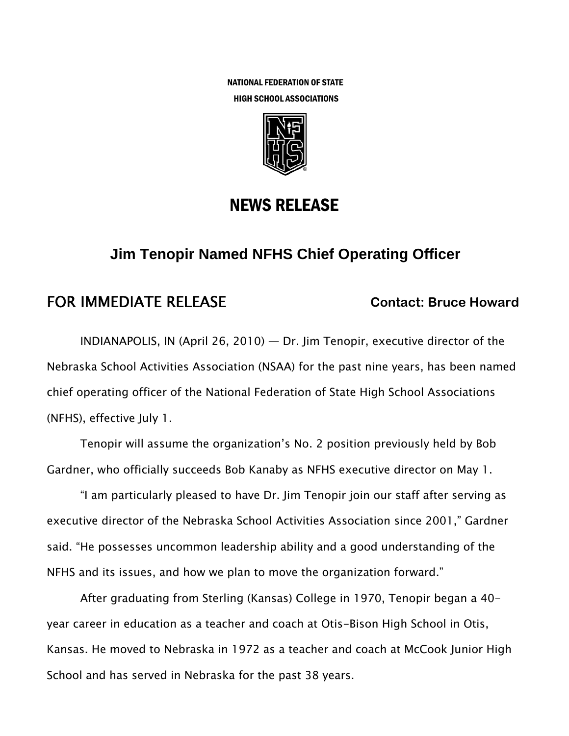NATIONAL FEDERATION OF STATE
HIGH SCHOOL ASSOCIATIONS

# NEWS RELEASE

## Jim Tenopir Named NFHS Chief Operating Officer

**FOR IMMEDIATE RELEASE** **Contact: Bruce Howard**

INDIANAPOLIS, IN (April 26, 2010) — Dr. Jim Tenopir, executive director of the Nebraska School Activities Association (NSAA) for the past nine years, has been named chief operating officer of the National Federation of State High School Associations (NFHS), effective July 1.

Tenopir will assume the organization's No. 2 position previously held by Bob Gardner, who officially succeeds Bob Kanaby as NFHS executive director on May 1.

"I am particularly pleased to have Dr. Jim Tenopir join our staff after serving as executive director of the Nebraska School Activities Association since 2001," Gardner said. "He possesses uncommon leadership ability and a good understanding of the NFHS and its issues, and how we plan to move the organization forward."

After graduating from Sterling (Kansas) College in 1970, Tenopir began a 40-year career in education as a teacher and coach at Otis-Bison High School in Otis, Kansas. He moved to Nebraska in 1972 as a teacher and coach at McCook Junior High School and has served in Nebraska for the past 38 years.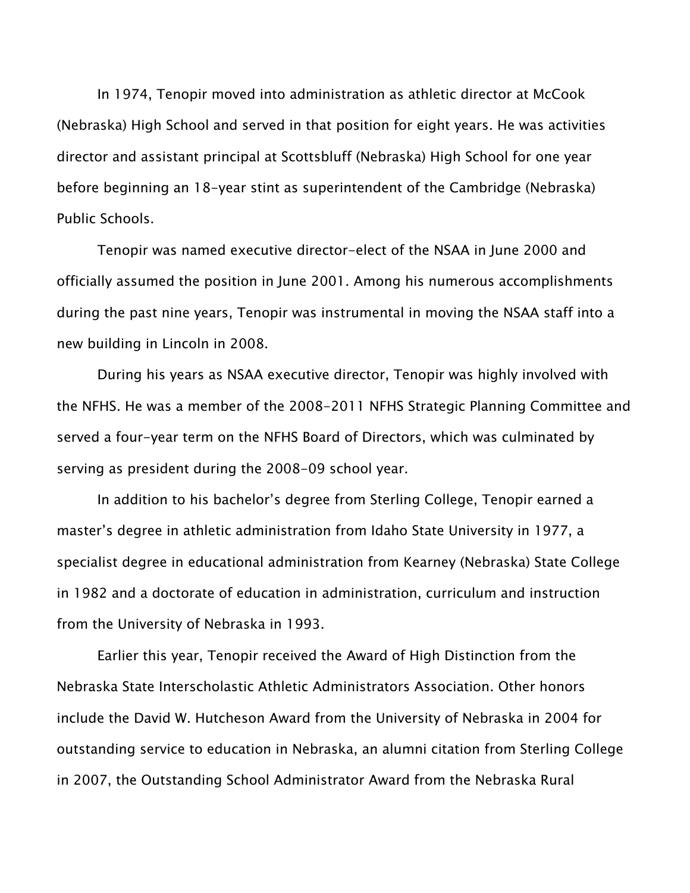In 1974, Tenopir moved into administration as athletic director at McCook (Nebraska) High School and served in that position for eight years. He was activities director and assistant principal at Scottsbluff (Nebraska) High School for one year before beginning an 18-year stint as superintendent of the Cambridge (Nebraska) Public Schools.

Tenopir was named executive director-elect of the NSAA in June 2000 and officially assumed the position in June 2001. Among his numerous accomplishments during the past nine years, Tenopir was instrumental in moving the NSAA staff into a new building in Lincoln in 2008.

During his years as NSAA executive director, Tenopir was highly involved with the NFHS. He was a member of the 2008-2011 NFHS Strategic Planning Committee and served a four-year term on the NFHS Board of Directors, which was culminated by serving as president during the 2008-09 school year.

In addition to his bachelor's degree from Sterling College, Tenopir earned a master's degree in athletic administration from Idaho State University in 1977, a specialist degree in educational administration from Kearney (Nebraska) State College in 1982 and a doctorate of education in administration, curriculum and instruction from the University of Nebraska in 1993.

Earlier this year, Tenopir received the Award of High Distinction from the Nebraska State Interscholastic Athletic Administrators Association. Other honors include the David W. Hutcheson Award from the University of Nebraska in 2004 for outstanding service to education in Nebraska, an alumni citation from Sterling College in 2007, the Outstanding School Administrator Award from the Nebraska Rural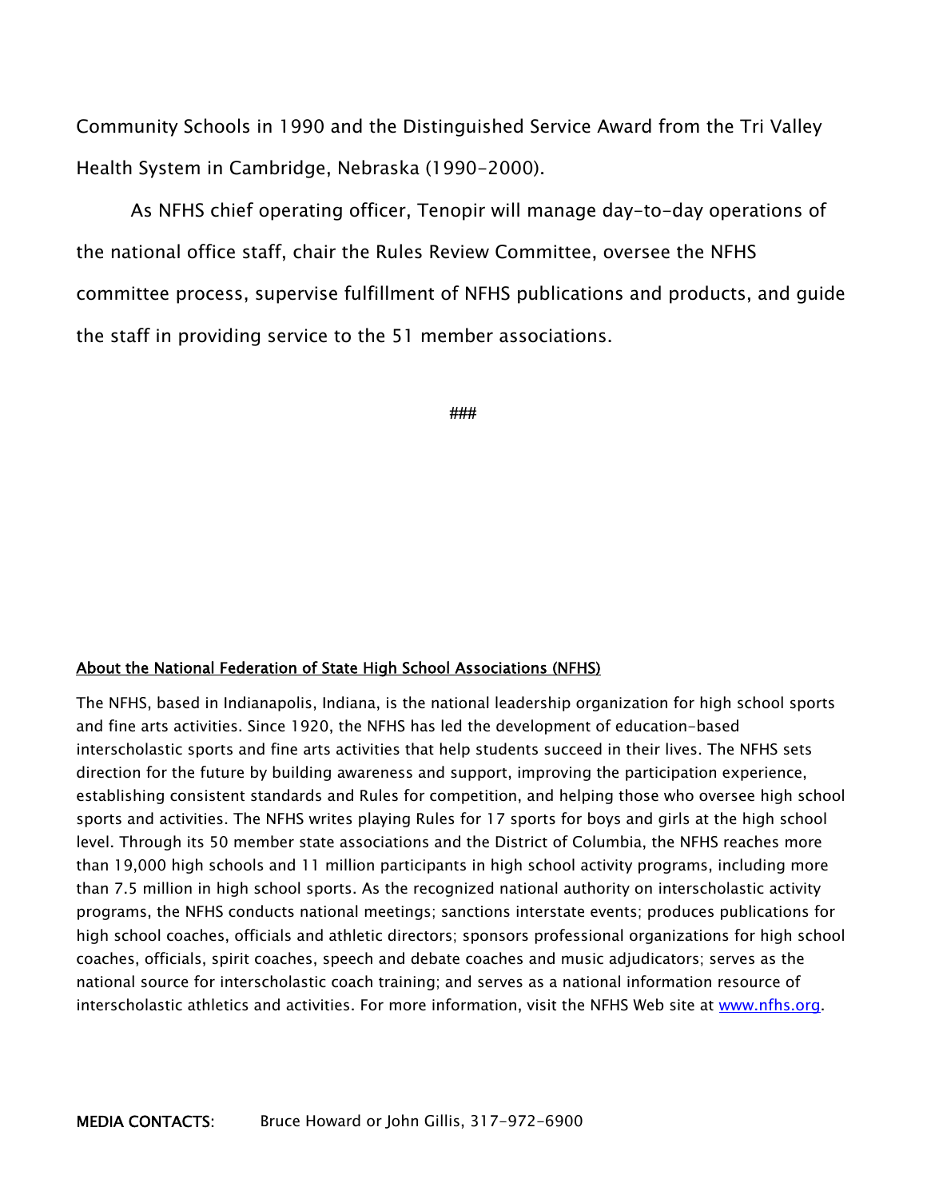Community Schools in 1990 and the Distinguished Service Award from the Tri Valley Health System in Cambridge, Nebraska (1990-2000).

As NFHS chief operating officer, Tenopir will manage day-to-day operations of the national office staff, chair the Rules Review Committee, oversee the NFHS committee process, supervise fulfillment of NFHS publications and products, and guide the staff in providing service to the 51 member associations.

###

**About the National Federation of State High School Associations (NFHS)**

The NFHS, based in Indianapolis, Indiana, is the national leadership organization for high school sports and fine arts activities. Since 1920, the NFHS has led the development of education-based interscholastic sports and fine arts activities that help students succeed in their lives. The NFHS sets direction for the future by building awareness and support, improving the participation experience, establishing consistent standards and Rules for competition, and helping those who oversee high school sports and activities. The NFHS writes playing Rules for 17 sports for boys and girls at the high school level. Through its 50 member state associations and the District of Columbia, the NFHS reaches more than 19,000 high schools and 11 million participants in high school activity programs, including more than 7.5 million in high school sports. As the recognized national authority on interscholastic activity programs, the NFHS conducts national meetings; sanctions interstate events; produces publications for high school coaches, officials and athletic directors; sponsors professional organizations for high school coaches, officials, spirit coaches, speech and debate coaches and music adjudicators; serves as the national source for interscholastic coach training; and serves as a national information resource of interscholastic athletics and activities. For more information, visit the NFHS Web site at www.nfhs.org.

**MEDIA CONTACTS**: Bruce Howard or John Gillis, 317-972-6900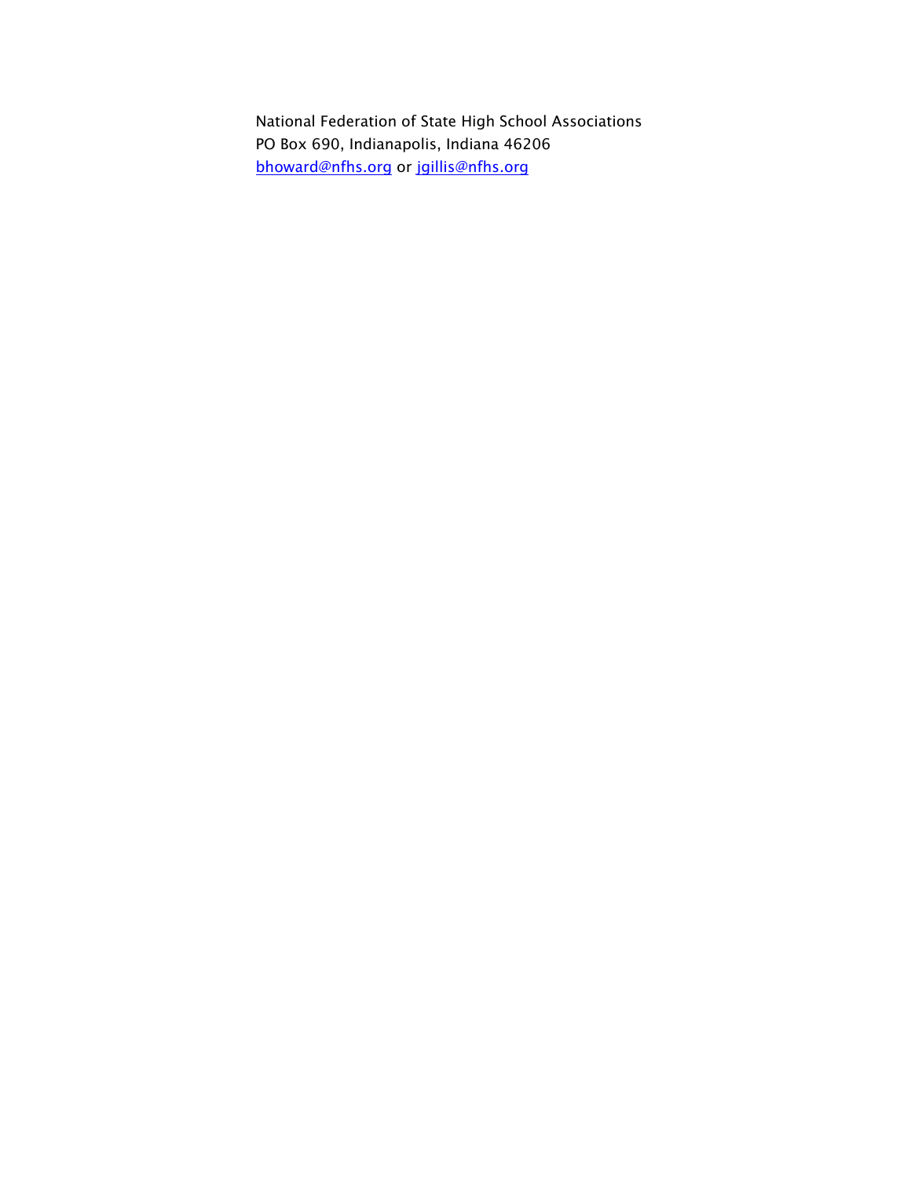National Federation of State High School Associations
PO Box 690, Indianapolis, Indiana 46206
bhoward@nfhs.org or jgillis@nfhs.org